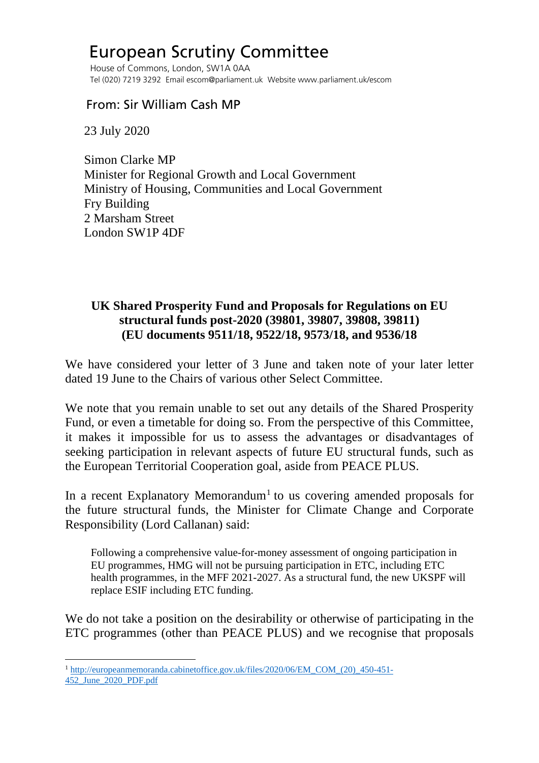# European Scrutiny Committee

House of Commons, London, SW1A 0AA
Tel (020) 7219 3292 Email escom@parliament.uk Website www.parliament.uk/escom

From: Sir William Cash MP

23 July 2020

Simon Clarke MP
Minister for Regional Growth and Local Government
Ministry of Housing, Communities and Local Government
Fry Building
2 Marsham Street
London SW1P 4DF

**UK Shared Prosperity Fund and Proposals for Regulations on EU structural funds post-2020 (39801, 39807, 39808, 39811) (EU documents 9511/18, 9522/18, 9573/18, and 9536/18**

We have considered your letter of 3 June and taken note of your later letter dated 19 June to the Chairs of various other Select Committee.

We note that you remain unable to set out any details of the Shared Prosperity Fund, or even a timetable for doing so. From the perspective of this Committee, it makes it impossible for us to assess the advantages or disadvantages of seeking participation in relevant aspects of future EU structural funds, such as the European Territorial Cooperation goal, aside from PEACE PLUS.

In a recent Explanatory Memorandum[1] to us covering amended proposals for the future structural funds, the Minister for Climate Change and Corporate Responsibility (Lord Callanan) said:

> Following a comprehensive value-for-money assessment of ongoing participation in EU programmes, HMG will not be pursuing participation in ETC, including ETC health programmes, in the MFF 2021-2027. As a structural fund, the new UKSPF will replace ESIF including ETC funding.

We do not take a position on the desirability or otherwise of participating in the ETC programmes (other than PEACE PLUS) and we recognise that proposals

[1] http://europeanmemoranda.cabinetoffice.gov.uk/files/2020/06/EM_COM_(20)_450-451-452_June_2020_PDF.pdf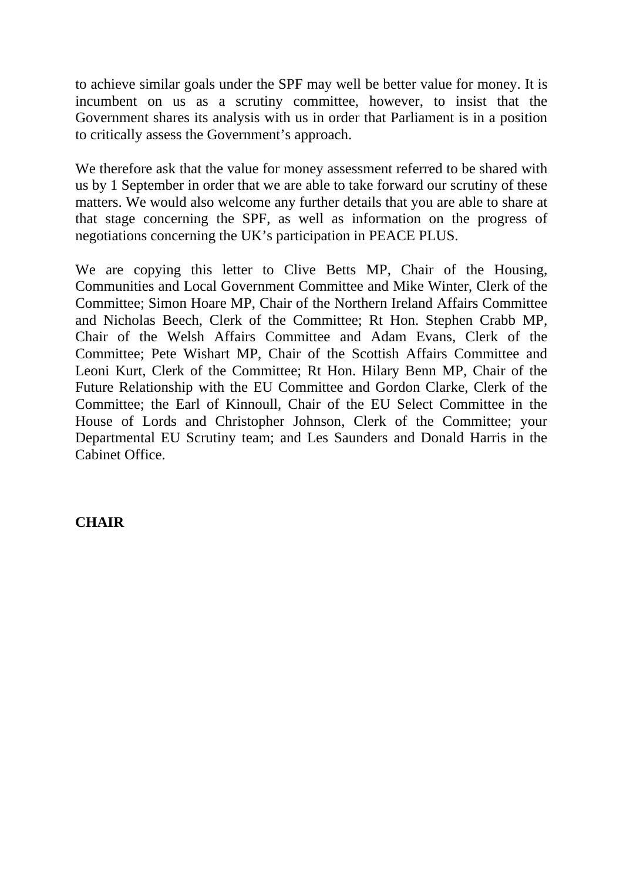to achieve similar goals under the SPF may well be better value for money. It is incumbent on us as a scrutiny committee, however, to insist that the Government shares its analysis with us in order that Parliament is in a position to critically assess the Government's approach.

We therefore ask that the value for money assessment referred to be shared with us by 1 September in order that we are able to take forward our scrutiny of these matters. We would also welcome any further details that you are able to share at that stage concerning the SPF, as well as information on the progress of negotiations concerning the UK's participation in PEACE PLUS.

We are copying this letter to Clive Betts MP, Chair of the Housing, Communities and Local Government Committee and Mike Winter, Clerk of the Committee; Simon Hoare MP, Chair of the Northern Ireland Affairs Committee and Nicholas Beech, Clerk of the Committee; Rt Hon. Stephen Crabb MP, Chair of the Welsh Affairs Committee and Adam Evans, Clerk of the Committee; Pete Wishart MP, Chair of the Scottish Affairs Committee and Leoni Kurt, Clerk of the Committee; Rt Hon. Hilary Benn MP, Chair of the Future Relationship with the EU Committee and Gordon Clarke, Clerk of the Committee; the Earl of Kinnoull, Chair of the EU Select Committee in the House of Lords and Christopher Johnson, Clerk of the Committee; your Departmental EU Scrutiny team; and Les Saunders and Donald Harris in the Cabinet Office.

**CHAIR**